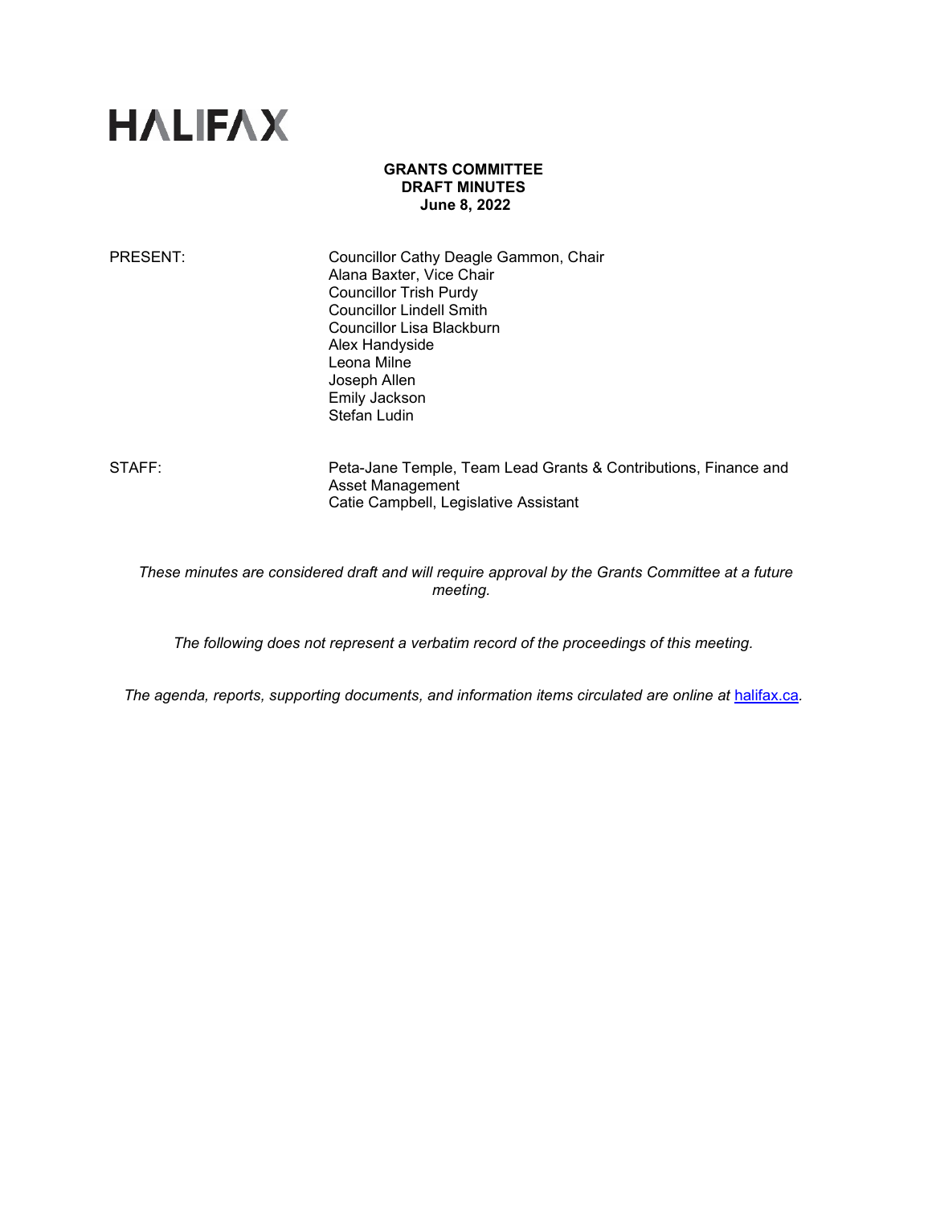HALIFAX

**GRANTS COMMITTEE**
**DRAFT MINUTES**
**June 8, 2022**

| | |
|---|---|
| PRESENT: | Councillor Cathy Deagle Gammon, Chair<br>Alana Baxter, Vice Chair<br>Councillor Trish Purdy<br>Councillor Lindell Smith<br>Councillor Lisa Blackburn<br>Alex Handyside<br>Leona Milne<br>Joseph Allen<br>Emily Jackson<br>Stefan Ludin |
| STAFF: | Peta-Jane Temple, Team Lead Grants & Contributions, Finance and Asset Management<br>Catie Campbell, Legislative Assistant |

*These minutes are considered draft and will require approval by the Grants Committee at a future meeting.*

*The following does not represent a verbatim record of the proceedings of this meeting.*

*The agenda, reports, supporting documents, and information items circulated are online at* [halifax.ca](halifax.ca)*.*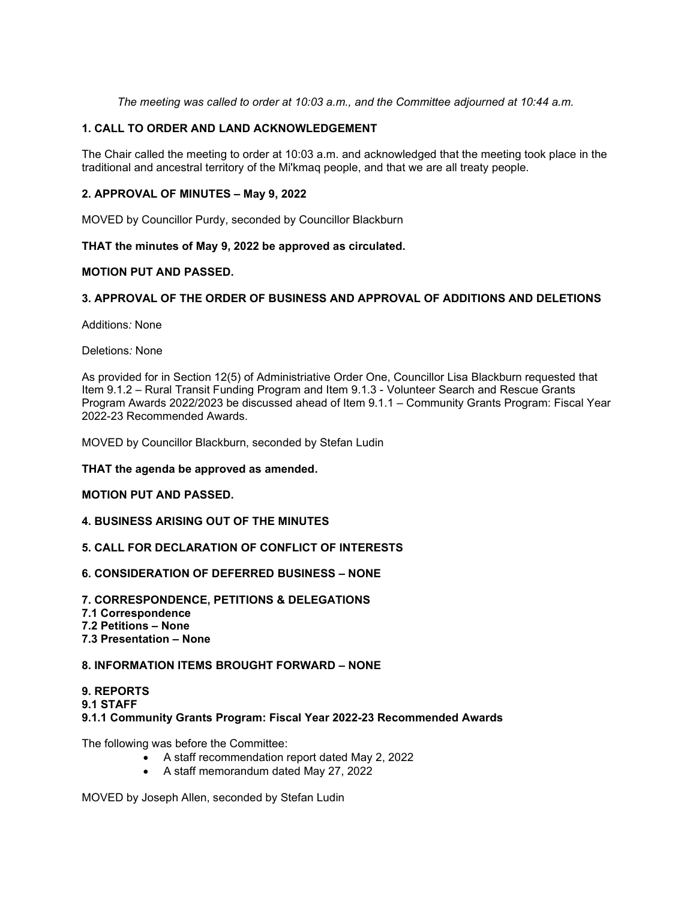*The meeting was called to order at 10:03 a.m., and the Committee adjourned at 10:44 a.m.*

**1. CALL TO ORDER AND LAND ACKNOWLEDGEMENT**

The Chair called the meeting to order at 10:03 a.m. and acknowledged that the meeting took place in the traditional and ancestral territory of the Mi'kmaq people, and that we are all treaty people.

**2. APPROVAL OF MINUTES – May 9, 2022**

MOVED by Councillor Purdy, seconded by Councillor Blackburn

**THAT the minutes of May 9, 2022 be approved as circulated.**

**MOTION PUT AND PASSED.**

**3. APPROVAL OF THE ORDER OF BUSINESS AND APPROVAL OF ADDITIONS AND DELETIONS**

Additions*:* None

Deletions*:* None

As provided for in Section 12(5) of Administriative Order One, Councillor Lisa Blackburn requested that Item 9.1.2 – Rural Transit Funding Program and Item 9.1.3 - Volunteer Search and Rescue Grants Program Awards 2022/2023 be discussed ahead of Item 9.1.1 – Community Grants Program: Fiscal Year 2022-23 Recommended Awards.

MOVED by Councillor Blackburn, seconded by Stefan Ludin

**THAT the agenda be approved as amended.**

**MOTION PUT AND PASSED.**

**4. BUSINESS ARISING OUT OF THE MINUTES**

**5. CALL FOR DECLARATION OF CONFLICT OF INTERESTS**

**6. CONSIDERATION OF DEFERRED BUSINESS – NONE**

**7. CORRESPONDENCE, PETITIONS & DELEGATIONS**
**7.1 Correspondence**
**7.2 Petitions – None**
**7.3 Presentation – None**

**8. INFORMATION ITEMS BROUGHT FORWARD – NONE**

**9. REPORTS**
**9.1 STAFF**
**9.1.1 Community Grants Program: Fiscal Year 2022-23 Recommended Awards**

The following was before the Committee:

- A staff recommendation report dated May 2, 2022
- A staff memorandum dated May 27, 2022

MOVED by Joseph Allen, seconded by Stefan Ludin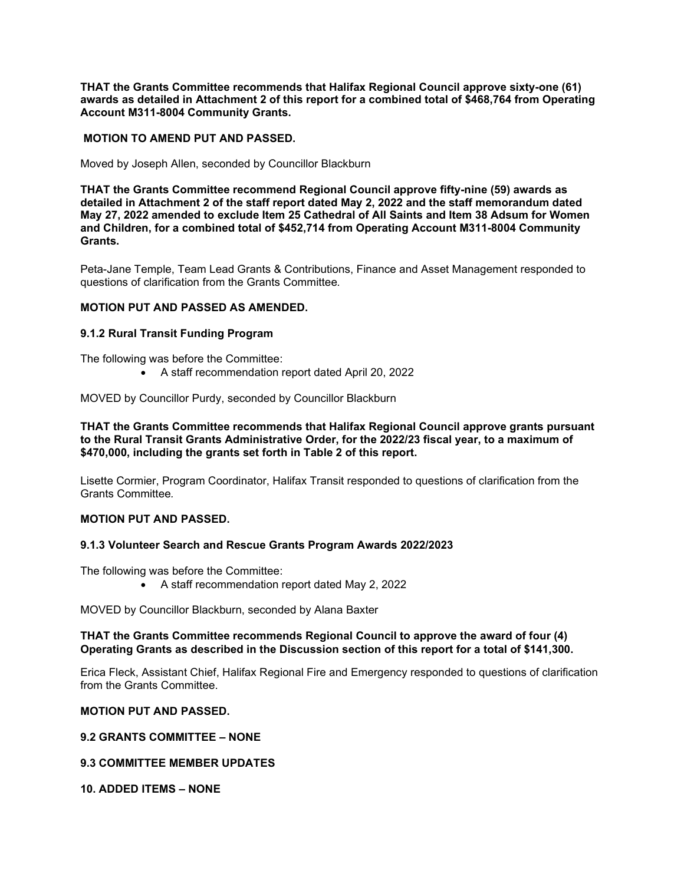**THAT the Grants Committee recommends that Halifax Regional Council approve sixty-one (61) awards as detailed in Attachment 2 of this report for a combined total of $468,764 from Operating Account M311-8004 Community Grants.**

**MOTION TO AMEND PUT AND PASSED.**

Moved by Joseph Allen, seconded by Councillor Blackburn

**THAT the Grants Committee recommend Regional Council approve fifty-nine (59) awards as detailed in Attachment 2 of the staff report dated May 2, 2022 and the staff memorandum dated May 27, 2022 amended to exclude Item 25 Cathedral of All Saints and Item 38 Adsum for Women and Children, for a combined total of $452,714 from Operating Account M311-8004 Community Grants.**

Peta-Jane Temple, Team Lead Grants & Contributions, Finance and Asset Management responded to questions of clarification from the Grants Committee.

**MOTION PUT AND PASSED AS AMENDED.**

### 9.1.2 Rural Transit Funding Program

The following was before the Committee:

- A staff recommendation report dated April 20, 2022

MOVED by Councillor Purdy, seconded by Councillor Blackburn

**THAT the Grants Committee recommends that Halifax Regional Council approve grants pursuant to the Rural Transit Grants Administrative Order, for the 2022/23 fiscal year, to a maximum of $470,000, including the grants set forth in Table 2 of this report.**

Lisette Cormier, Program Coordinator, Halifax Transit responded to questions of clarification from the Grants Committee.

**MOTION PUT AND PASSED.**

### 9.1.3 Volunteer Search and Rescue Grants Program Awards 2022/2023

The following was before the Committee:

- A staff recommendation report dated May 2, 2022

MOVED by Councillor Blackburn, seconded by Alana Baxter

**THAT the Grants Committee recommends Regional Council to approve the award of four (4) Operating Grants as described in the Discussion section of this report for a total of $141,300.**

Erica Fleck, Assistant Chief, Halifax Regional Fire and Emergency responded to questions of clarification from the Grants Committee.

**MOTION PUT AND PASSED.**

### 9.2 GRANTS COMMITTEE – NONE

### 9.3 COMMITTEE MEMBER UPDATES

## 10. ADDED ITEMS – NONE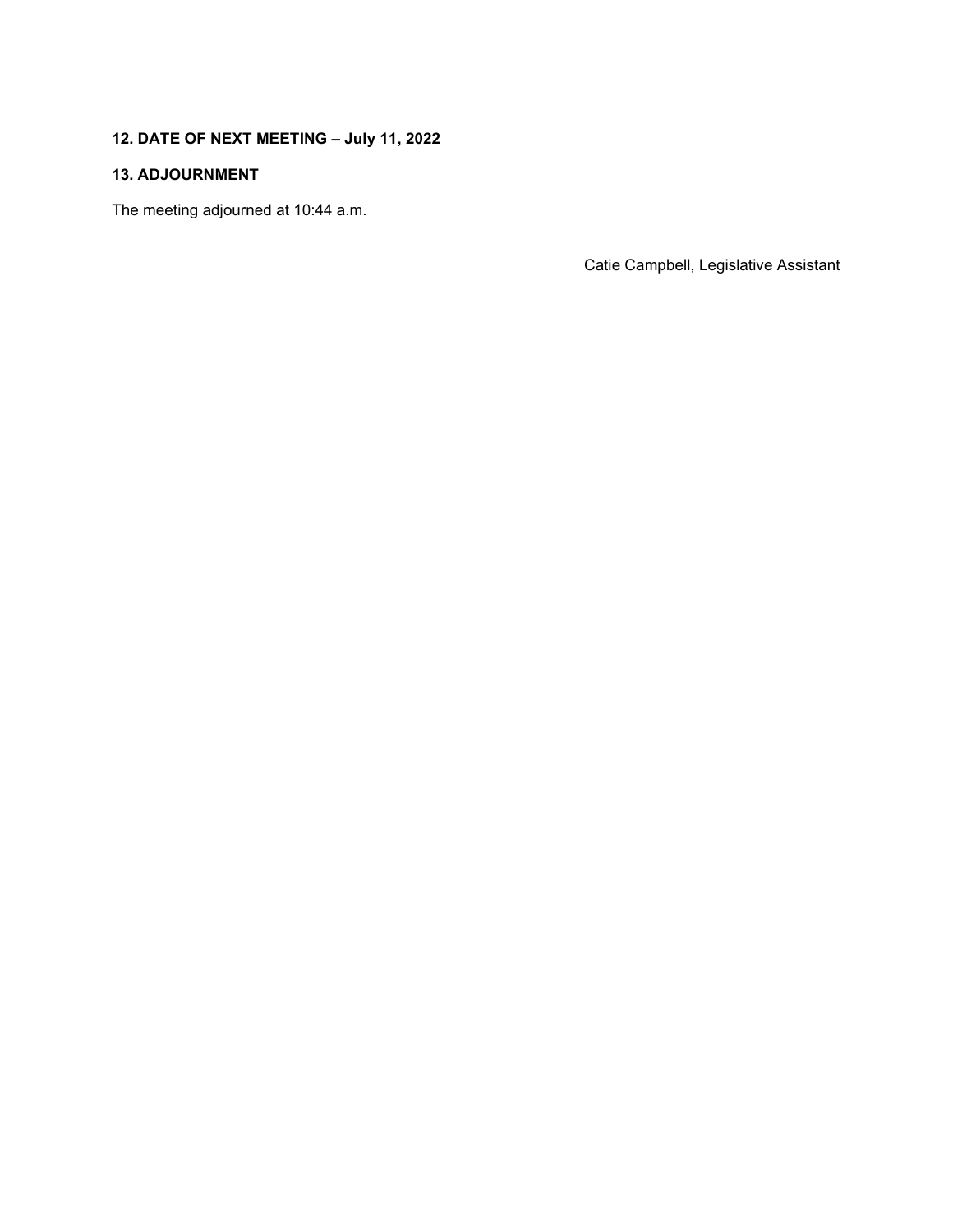**12. DATE OF NEXT MEETING – July 11, 2022**

**13. ADJOURNMENT**

The meeting adjourned at 10:44 a.m.

Catie Campbell, Legislative Assistant